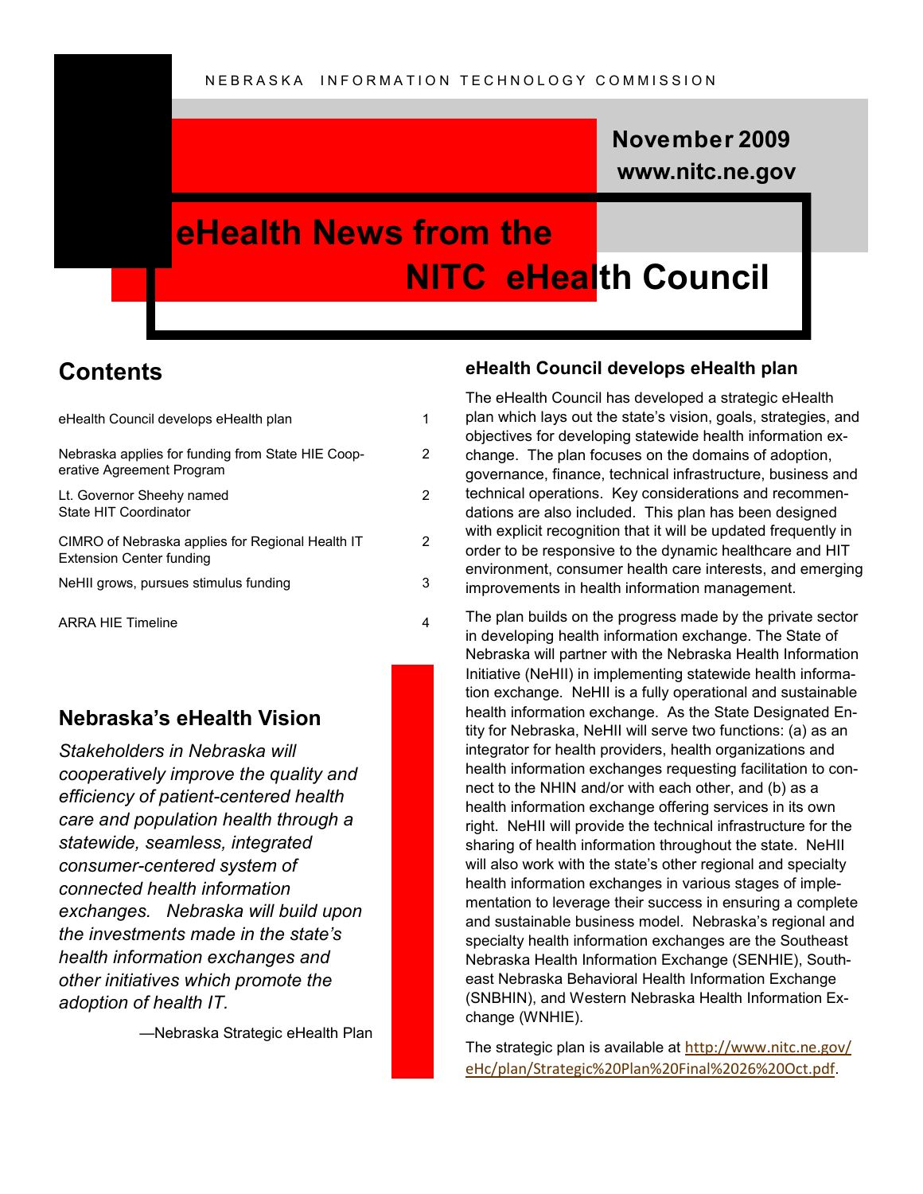NEBRASKA INFORMATION TECHNOLOGY COMMISSION

**November 2009**
**www.nitc.ne.gov**

# eHealth News from the NITC eHealth Council

## Contents

| | |
|---|---|
| eHealth Council develops eHealth plan | 1 |
| Nebraska applies for funding from State HIE Cooperative Agreement Program | 2 |
| Lt. Governor Sheehy named State HIT Coordinator | 2 |
| CIMRO of Nebraska applies for Regional Health IT Extension Center funding | 2 |
| NeHII grows, pursues stimulus funding | 3 |
| ARRA HIE Timeline | 4 |

## Nebraska's eHealth Vision

*Stakeholders in Nebraska will cooperatively improve the quality and efficiency of patient-centered health care and population health through a statewide, seamless, integrated consumer-centered system of connected health information exchanges. Nebraska will build upon the investments made in the state's health information exchanges and other initiatives which promote the adoption of health IT.*

—Nebraska Strategic eHealth Plan

### eHealth Council develops eHealth plan

The eHealth Council has developed a strategic eHealth plan which lays out the state's vision, goals, strategies, and objectives for developing statewide health information exchange. The plan focuses on the domains of adoption, governance, finance, technical infrastructure, business and technical operations. Key considerations and recommendations are also included. This plan has been designed with explicit recognition that it will be updated frequently in order to be responsive to the dynamic healthcare and HIT environment, consumer health care interests, and emerging improvements in health information management.

The plan builds on the progress made by the private sector in developing health information exchange. The State of Nebraska will partner with the Nebraska Health Information Initiative (NeHII) in implementing statewide health information exchange. NeHII is a fully operational and sustainable health information exchange. As the State Designated Entity for Nebraska, NeHII will serve two functions: (a) as an integrator for health providers, health organizations and health information exchanges requesting facilitation to connect to the NHIN and/or with each other, and (b) as a health information exchange offering services in its own right. NeHII will provide the technical infrastructure for the sharing of health information throughout the state. NeHII will also work with the state's other regional and specialty health information exchanges in various stages of implementation to leverage their success in ensuring a complete and sustainable business model. Nebraska's regional and specialty health information exchanges are the Southeast Nebraska Health Information Exchange (SENHIE), Southeast Nebraska Behavioral Health Information Exchange (SNBHIN), and Western Nebraska Health Information Exchange (WNHIE).

The strategic plan is available at http://www.nitc.ne.gov/eHc/plan/Strategic%20Plan%20Final%2026%20Oct.pdf.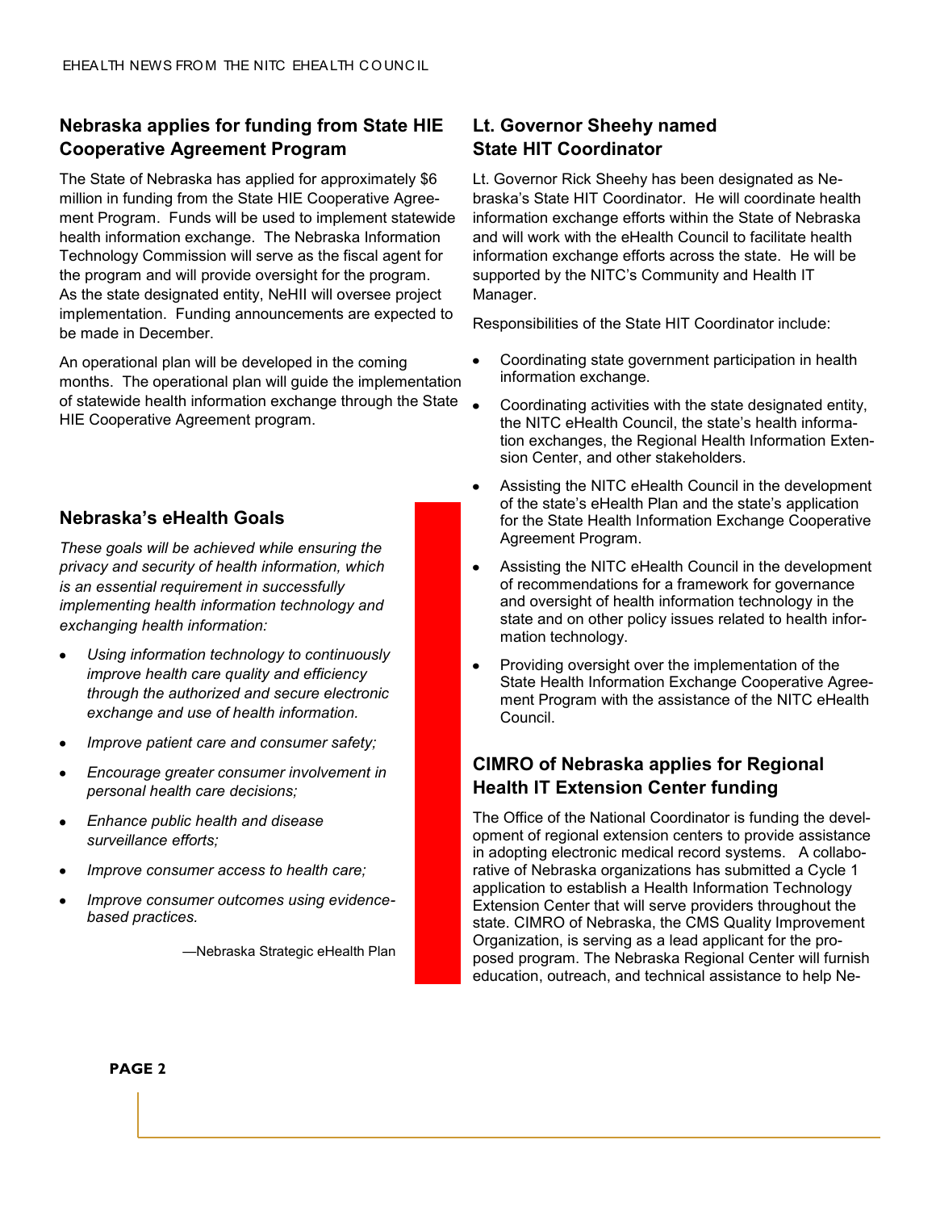## Nebraska applies for funding from State HIE Cooperative Agreement Program

The State of Nebraska has applied for approximately $6 million in funding from the State HIE Cooperative Agreement Program. Funds will be used to implement statewide health information exchange. The Nebraska Information Technology Commission will serve as the fiscal agent for the program and will provide oversight for the program. As the state designated entity, NeHII will oversee project implementation. Funding announcements are expected to be made in December.

An operational plan will be developed in the coming months. The operational plan will guide the implementation of statewide health information exchange through the State HIE Cooperative Agreement program.

## Nebraska's eHealth Goals

*These goals will be achieved while ensuring the privacy and security of health information, which is an essential requirement in successfully implementing health information technology and exchanging health information:*

- *Using information technology to continuously improve health care quality and efficiency through the authorized and secure electronic exchange and use of health information.*
- *Improve patient care and consumer safety;*
- *Encourage greater consumer involvement in personal health care decisions;*
- *Enhance public health and disease surveillance efforts;*
- *Improve consumer access to health care;*
- *Improve consumer outcomes using evidence-based practices.*

—Nebraska Strategic eHealth Plan

## Lt. Governor Sheehy named State HIT Coordinator

Lt. Governor Rick Sheehy has been designated as Nebraska's State HIT Coordinator. He will coordinate health information exchange efforts within the State of Nebraska and will work with the eHealth Council to facilitate health information exchange efforts across the state. He will be supported by the NITC's Community and Health IT Manager.

Responsibilities of the State HIT Coordinator include:

- Coordinating state government participation in health information exchange.
- Coordinating activities with the state designated entity, the NITC eHealth Council, the state's health information exchanges, the Regional Health Information Extension Center, and other stakeholders.
- Assisting the NITC eHealth Council in the development of the state's eHealth Plan and the state's application for the State Health Information Exchange Cooperative Agreement Program.
- Assisting the NITC eHealth Council in the development of recommendations for a framework for governance and oversight of health information technology in the state and on other policy issues related to health information technology.
- Providing oversight over the implementation of the State Health Information Exchange Cooperative Agreement Program with the assistance of the NITC eHealth Council.

## CIMRO of Nebraska applies for Regional Health IT Extension Center funding

The Office of the National Coordinator is funding the development of regional extension centers to provide assistance in adopting electronic medical record systems. A collaborative of Nebraska organizations has submitted a Cycle 1 application to establish a Health Information Technology Extension Center that will serve providers throughout the state. CIMRO of Nebraska, the CMS Quality Improvement Organization, is serving as a lead applicant for the proposed program. The Nebraska Regional Center will furnish education, outreach, and technical assistance to help Ne-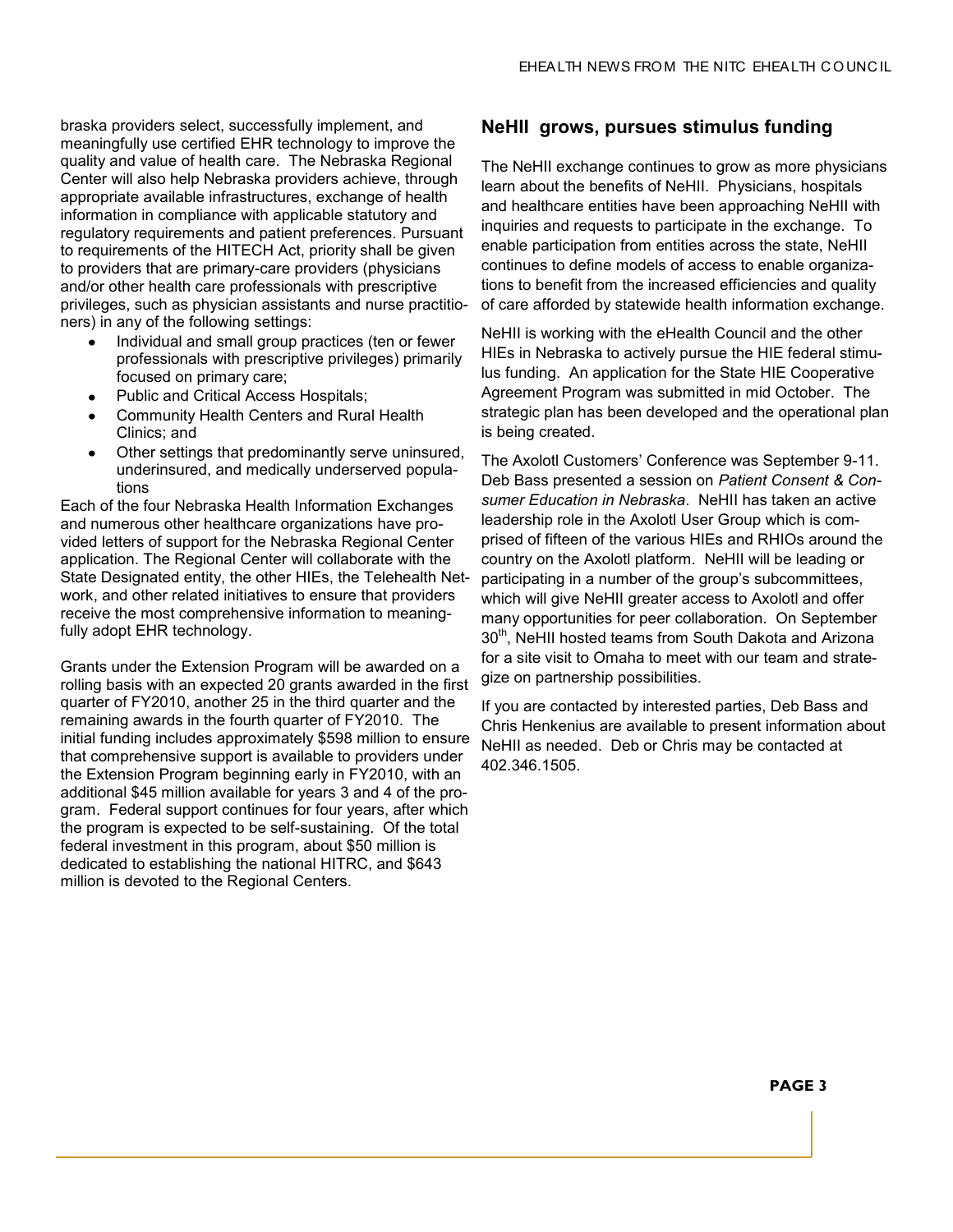braska providers select, successfully implement, and meaningfully use certified EHR technology to improve the quality and value of health care. The Nebraska Regional Center will also help Nebraska providers achieve, through appropriate available infrastructures, exchange of health information in compliance with applicable statutory and regulatory requirements and patient preferences. Pursuant to requirements of the HITECH Act, priority shall be given to providers that are primary-care providers (physicians and/or other health care professionals with prescriptive privileges, such as physician assistants and nurse practitioners) in any of the following settings:

- Individual and small group practices (ten or fewer professionals with prescriptive privileges) primarily focused on primary care;
- Public and Critical Access Hospitals;
- Community Health Centers and Rural Health Clinics; and
- Other settings that predominantly serve uninsured, underinsured, and medically underserved populations

Each of the four Nebraska Health Information Exchanges and numerous other healthcare organizations have provided letters of support for the Nebraska Regional Center application. The Regional Center will collaborate with the State Designated entity, the other HIEs, the Telehealth Network, and other related initiatives to ensure that providers receive the most comprehensive information to meaningfully adopt EHR technology.

Grants under the Extension Program will be awarded on a rolling basis with an expected 20 grants awarded in the first quarter of FY2010, another 25 in the third quarter and the remaining awards in the fourth quarter of FY2010. The initial funding includes approximately $598 million to ensure that comprehensive support is available to providers under the Extension Program beginning early in FY2010, with an additional $45 million available for years 3 and 4 of the program. Federal support continues for four years, after which the program is expected to be self-sustaining. Of the total federal investment in this program, about $50 million is dedicated to establishing the national HITRC, and $643 million is devoted to the Regional Centers.

## NeHII grows, pursues stimulus funding

The NeHII exchange continues to grow as more physicians learn about the benefits of NeHII. Physicians, hospitals and healthcare entities have been approaching NeHII with inquiries and requests to participate in the exchange. To enable participation from entities across the state, NeHII continues to define models of access to enable organizations to benefit from the increased efficiencies and quality of care afforded by statewide health information exchange.

NeHII is working with the eHealth Council and the other HIEs in Nebraska to actively pursue the HIE federal stimulus funding. An application for the State HIE Cooperative Agreement Program was submitted in mid October. The strategic plan has been developed and the operational plan is being created.

The Axolotl Customers' Conference was September 9-11. Deb Bass presented a session on *Patient Consent & Consumer Education in Nebraska*. NeHII has taken an active leadership role in the Axolotl User Group which is comprised of fifteen of the various HIEs and RHIOs around the country on the Axolotl platform. NeHII will be leading or participating in a number of the group's subcommittees, which will give NeHII greater access to Axolotl and offer many opportunities for peer collaboration. On September 30th, NeHII hosted teams from South Dakota and Arizona for a site visit to Omaha to meet with our team and strategize on partnership possibilities.

If you are contacted by interested parties, Deb Bass and Chris Henkenius are available to present information about NeHII as needed. Deb or Chris may be contacted at 402.346.1505.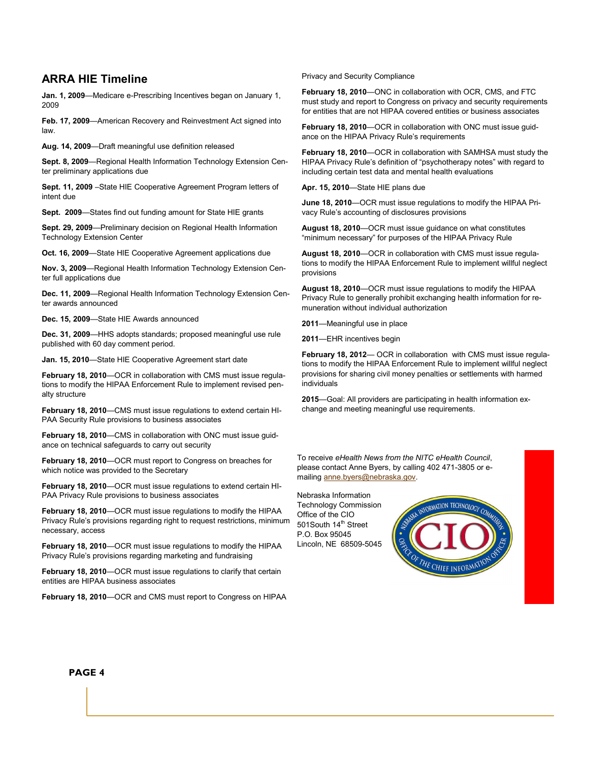## ARRA HIE Timeline

**Jan. 1, 2009**—Medicare e-Prescribing Incentives began on January 1, 2009

**Feb. 17, 2009**—American Recovery and Reinvestment Act signed into law.

**Aug. 14, 2009**—Draft meaningful use definition released

**Sept. 8, 2009**—Regional Health Information Technology Extension Center preliminary applications due

**Sept. 11, 2009** –State HIE Cooperative Agreement Program letters of intent due

**Sept. 2009**—States find out funding amount for State HIE grants

**Sept. 29, 2009**—Preliminary decision on Regional Health Information Technology Extension Center

**Oct. 16, 2009**—State HIE Cooperative Agreement applications due

**Nov. 3, 2009**—Regional Health Information Technology Extension Center full applications due

**Dec. 11, 2009**—Regional Health Information Technology Extension Center awards announced

**Dec. 15, 2009**—State HIE Awards announced

**Dec. 31, 2009**—HHS adopts standards; proposed meaningful use rule published with 60 day comment period.

**Jan. 15, 2010**—State HIE Cooperative Agreement start date

**February 18, 2010**—OCR in collaboration with CMS must issue regulations to modify the HIPAA Enforcement Rule to implement revised penalty structure

**February 18, 2010**—CMS must issue regulations to extend certain HIPAA Security Rule provisions to business associates

**February 18, 2010**—CMS in collaboration with ONC must issue guidance on technical safeguards to carry out security

**February 18, 2010**—OCR must report to Congress on breaches for which notice was provided to the Secretary

**February 18, 2010**—OCR must issue regulations to extend certain HIPAA Privacy Rule provisions to business associates

**February 18, 2010**—OCR must issue regulations to modify the HIPAA Privacy Rule's provisions regarding right to request restrictions, minimum necessary, access

**February 18, 2010**—OCR must issue regulations to modify the HIPAA Privacy Rule's provisions regarding marketing and fundraising

**February 18, 2010**—OCR must issue regulations to clarify that certain entities are HIPAA business associates

**February 18, 2010**—OCR and CMS must report to Congress on HIPAA Privacy and Security Compliance

**February 18, 2010**—ONC in collaboration with OCR, CMS, and FTC must study and report to Congress on privacy and security requirements for entities that are not HIPAA covered entities or business associates

**February 18, 2010**—OCR in collaboration with ONC must issue guidance on the HIPAA Privacy Rule's requirements

**February 18, 2010**—OCR in collaboration with SAMHSA must study the HIPAA Privacy Rule's definition of "psychotherapy notes" with regard to including certain test data and mental health evaluations

**Apr. 15, 2010**—State HIE plans due

**June 18, 2010**—OCR must issue regulations to modify the HIPAA Privacy Rule's accounting of disclosures provisions

**August 18, 2010**—OCR must issue guidance on what constitutes "minimum necessary" for purposes of the HIPAA Privacy Rule

**August 18, 2010**—OCR in collaboration with CMS must issue regulations to modify the HIPAA Enforcement Rule to implement willful neglect provisions

**August 18, 2010**—OCR must issue regulations to modify the HIPAA Privacy Rule to generally prohibit exchanging health information for remuneration without individual authorization

**2011**—Meaningful use in place

**2011**—EHR incentives begin

**February 18, 2012**— OCR in collaboration with CMS must issue regulations to modify the HIPAA Enforcement Rule to implement willful neglect provisions for sharing civil money penalties or settlements with harmed individuals

**2015**—Goal: All providers are participating in health information exchange and meeting meaningful use requirements.

To receive *eHealth News from the NITC eHealth Council*, please contact Anne Byers, by calling 402 471-3805 or e-mailing anne.byers@nebraska.gov.

Nebraska Information Technology Commission
Office of the CIO
501South 14th Street
P.O. Box 95045
Lincoln, NE 68509-5045